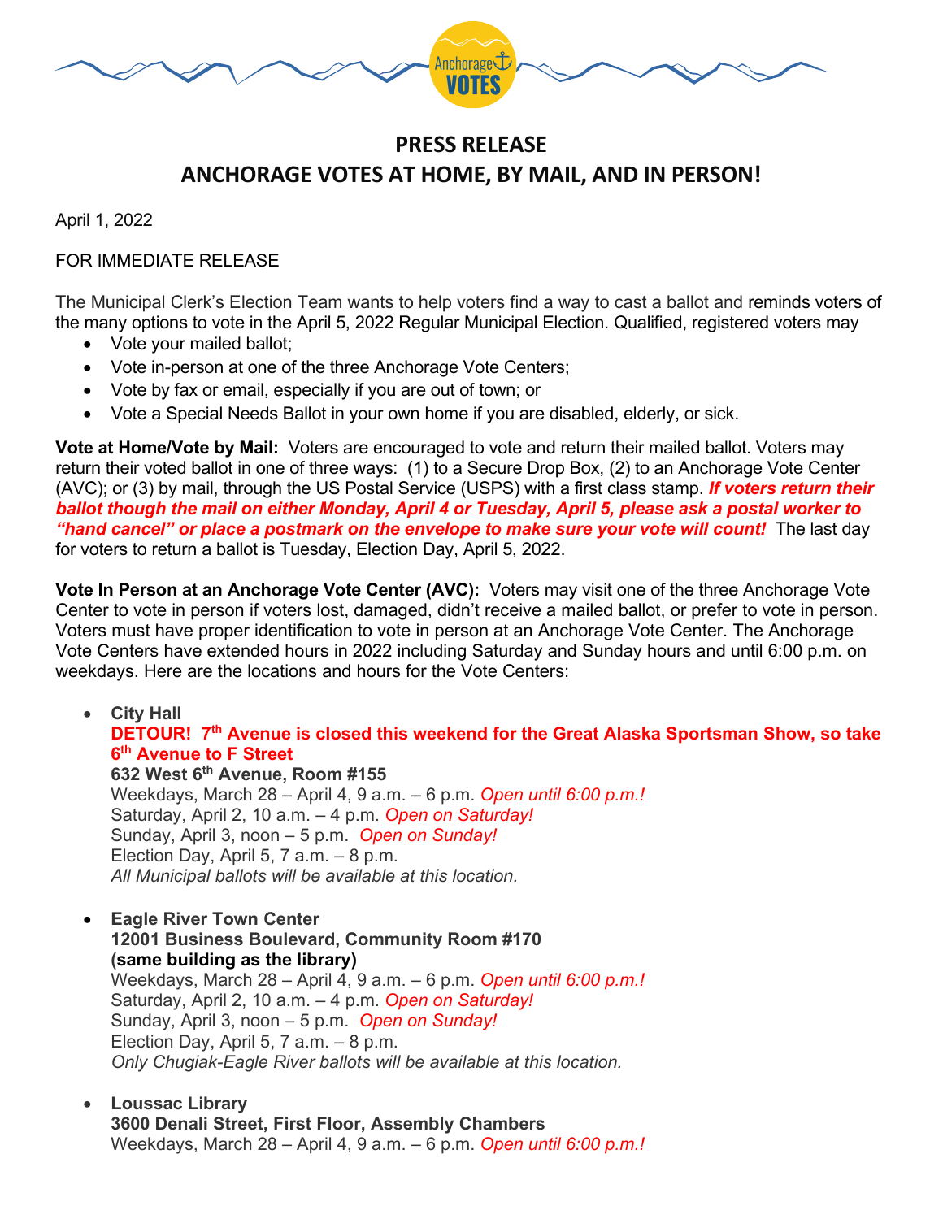# PRESS RELEASE

## ANCHORAGE VOTES AT HOME, BY MAIL, AND IN PERSON!

April 1, 2022

FOR IMMEDIATE RELEASE

The Municipal Clerk's Election Team wants to help voters find a way to cast a ballot and reminds voters of the many options to vote in the April 5, 2022 Regular Municipal Election. Qualified, registered voters may

- Vote your mailed ballot;
- Vote in-person at one of the three Anchorage Vote Centers;
- Vote by fax or email, especially if you are out of town; or
- Vote a Special Needs Ballot in your own home if you are disabled, elderly, or sick.

**Vote at Home/Vote by Mail:** Voters are encouraged to vote and return their mailed ballot. Voters may return their voted ballot in one of three ways: (1) to a Secure Drop Box, (2) to an Anchorage Vote Center (AVC); or (3) by mail, through the US Postal Service (USPS) with a first class stamp. ***If voters return their ballot though the mail on either Monday, April 4 or Tuesday, April 5, please ask a postal worker to "hand cancel" or place a postmark on the envelope to make sure your vote will count!*** The last day for voters to return a ballot is Tuesday, Election Day, April 5, 2022.

**Vote In Person at an Anchorage Vote Center (AVC):** Voters may visit one of the three Anchorage Vote Center to vote in person if voters lost, damaged, didn't receive a mailed ballot, or prefer to vote in person. Voters must have proper identification to vote in person at an Anchorage Vote Center. The Anchorage Vote Centers have extended hours in 2022 including Saturday and Sunday hours and until 6:00 p.m. on weekdays. Here are the locations and hours for the Vote Centers:

- **City Hall**
  **DETOUR! 7th Avenue is closed this weekend for the Great Alaska Sportsman Show, so take 6th Avenue to F Street**
  **632 West 6th Avenue, Room #155**
  Weekdays, March 28 – April 4, 9 a.m. – 6 p.m. *Open until 6:00 p.m.!*
  Saturday, April 2, 10 a.m. – 4 p.m. *Open on Saturday!*
  Sunday, April 3, noon – 5 p.m. *Open on Sunday!*
  Election Day, April 5, 7 a.m. – 8 p.m.
  *All Municipal ballots will be available at this location.*

- **Eagle River Town Center**
  **12001 Business Boulevard, Community Room #170**
  **(same building as the library)**
  Weekdays, March 28 – April 4, 9 a.m. – 6 p.m. *Open until 6:00 p.m.!*
  Saturday, April 2, 10 a.m. – 4 p.m. *Open on Saturday!*
  Sunday, April 3, noon – 5 p.m. *Open on Sunday!*
  Election Day, April 5, 7 a.m. – 8 p.m.
  *Only Chugiak-Eagle River ballots will be available at this location.*

- **Loussac Library**
  **3600 Denali Street, First Floor, Assembly Chambers**
  Weekdays, March 28 – April 4, 9 a.m. – 6 p.m. *Open until 6:00 p.m.!*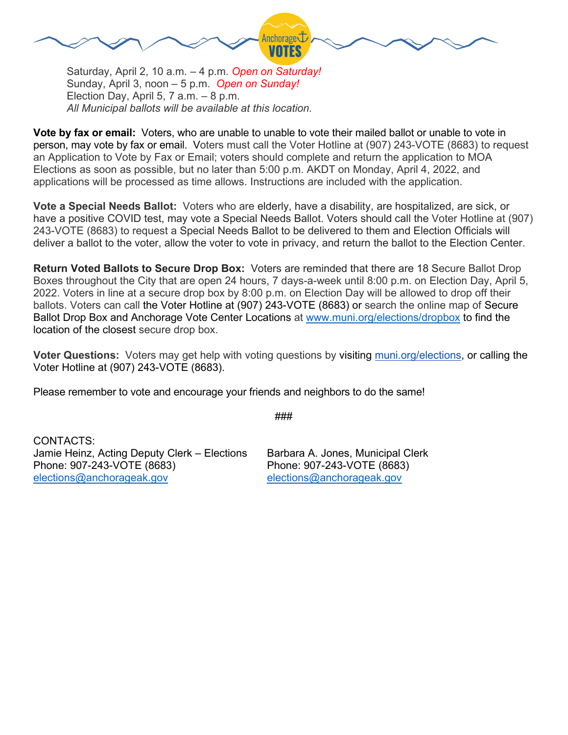Saturday, April 2, 10 a.m. – 4 p.m. *Open on Saturday!*
Sunday, April 3, noon – 5 p.m. *Open on Sunday!*
Election Day, April 5, 7 a.m. – 8 p.m.
*All Municipal ballots will be available at this location.*

**Vote by fax or email:** Voters, who are unable to unable to vote their mailed ballot or unable to vote in person, may vote by fax or email. Voters must call the Voter Hotline at (907) 243-VOTE (8683) to request an Application to Vote by Fax or Email; voters should complete and return the application to MOA Elections as soon as possible, but no later than 5:00 p.m. AKDT on Monday, April 4, 2022, and applications will be processed as time allows. Instructions are included with the application.

**Vote a Special Needs Ballot:** Voters who are elderly, have a disability, are hospitalized, are sick, or have a positive COVID test, may vote a Special Needs Ballot. Voters should call the Voter Hotline at (907) 243-VOTE (8683) to request a Special Needs Ballot to be delivered to them and Election Officials will deliver a ballot to the voter, allow the voter to vote in privacy, and return the ballot to the Election Center.

**Return Voted Ballots to Secure Drop Box:** Voters are reminded that there are 18 Secure Ballot Drop Boxes throughout the City that are open 24 hours, 7 days-a-week until 8:00 p.m. on Election Day, April 5, 2022. Voters in line at a secure drop box by 8:00 p.m. on Election Day will be allowed to drop off their ballots. Voters can call the Voter Hotline at (907) 243-VOTE (8683) or search the online map of Secure Ballot Drop Box and Anchorage Vote Center Locations at www.muni.org/elections/dropbox to find the location of the closest secure drop box.

**Voter Questions:** Voters may get help with voting questions by visiting muni.org/elections, or calling the Voter Hotline at (907) 243-VOTE (8683).

Please remember to vote and encourage your friends and neighbors to do the same!

###

CONTACTS:

Jamie Heinz, Acting Deputy Clerk – Elections
Phone: 907-243-VOTE (8683)
elections@anchorageak.gov

Barbara A. Jones, Municipal Clerk
Phone: 907-243-VOTE (8683)
elections@anchorageak.gov